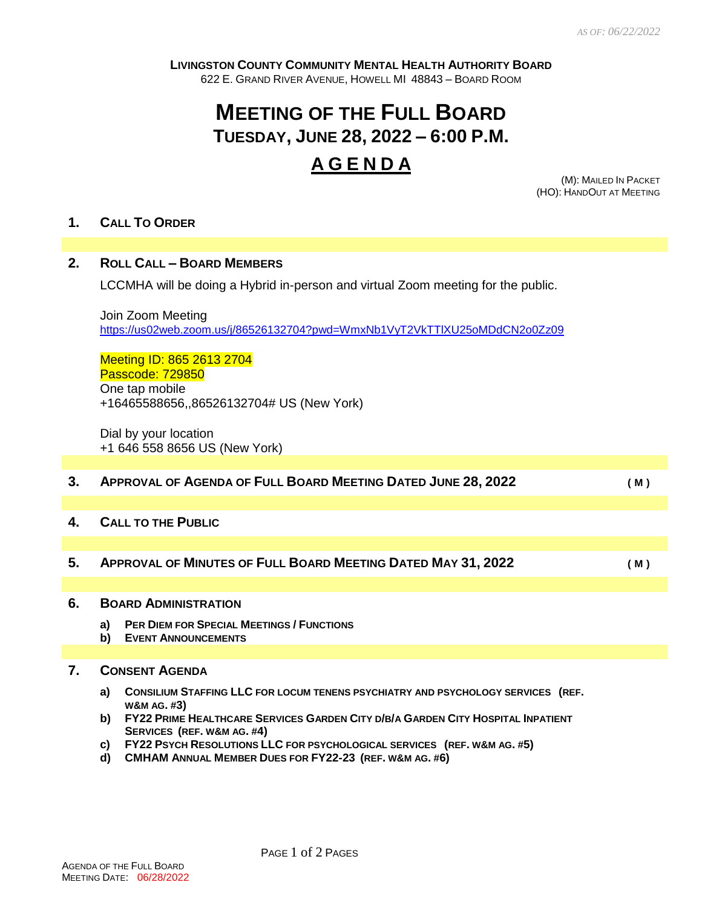*As of: 06/22/2022*

**LIVINGSTON COUNTY COMMUNITY MENTAL HEALTH AUTHORITY BOARD**
622 E. GRAND RIVER AVENUE, HOWELL MI 48843 – BOARD ROOM

# MEETING OF THE FULL BOARD
## TUESDAY, JUNE 28, 2022 – 6:00 P.M.

# A G E N D A

(M): MAILED IN PACKET
(HO): HANDOUT AT MEETING

## 1. CALL TO ORDER

## 2. ROLL CALL – BOARD MEMBERS

LCCMHA will be doing a Hybrid in-person and virtual Zoom meeting for the public.

Join Zoom Meeting
https://us02web.zoom.us/j/86526132704?pwd=WmxNb1VyT2VkTTlXU25oMDdCN2o0Zz09

Meeting ID: 865 2613 2704
Passcode: 729850
One tap mobile
+16465588656,,86526132704# US (New York)

Dial by your location
+1 646 558 8656 US (New York)

## 3. APPROVAL OF AGENDA OF FULL BOARD MEETING DATED JUNE 28, 2022 ( M )

## 4. CALL TO THE PUBLIC

## 5. APPROVAL OF MINUTES OF FULL BOARD MEETING DATED MAY 31, 2022 ( M )

## 6. BOARD ADMINISTRATION

a) **PER DIEM FOR SPECIAL MEETINGS / FUNCTIONS**
b) **EVENT ANNOUNCEMENTS**

## 7. CONSENT AGENDA

a) **CONSILIUM STAFFING LLC FOR LOCUM TENENS PSYCHIATRY AND PSYCHOLOGY SERVICES (REF. W&M AG. #3)**
b) **FY22 PRIME HEALTHCARE SERVICES GARDEN CITY D/B/A GARDEN CITY HOSPITAL INPATIENT SERVICES (REF. W&M AG. #4)**
c) **FY22 PSYCH RESOLUTIONS LLC FOR PSYCHOLOGICAL SERVICES (REF. W&M AG. #5)**
d) **CMHAM ANNUAL MEMBER DUES FOR FY22-23 (REF. W&M AG. #6)**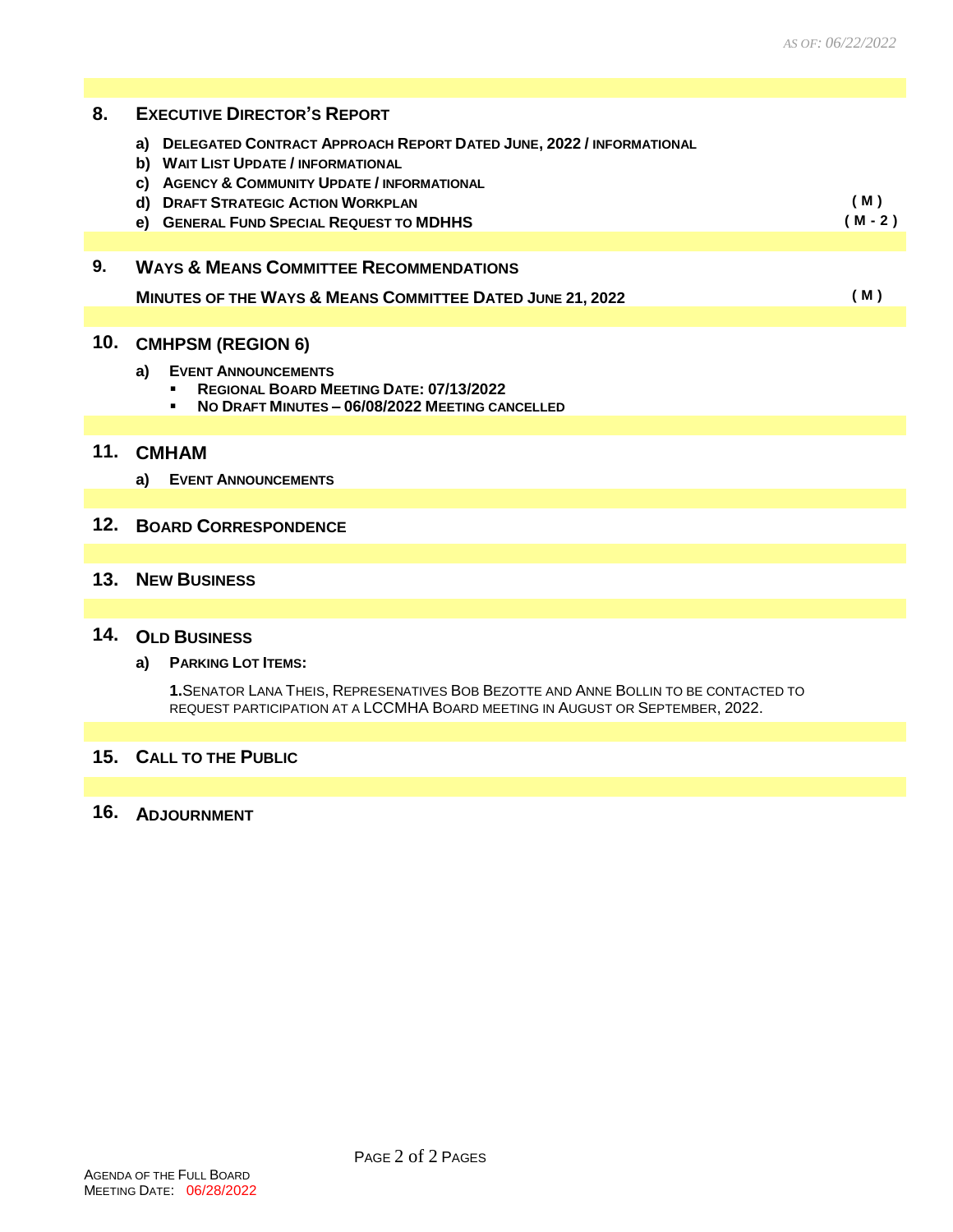## 8. Executive Director's Report

a) **Delegated Contract Approach Report Dated June, 2022 / informational**
b) **Wait List Update / informational**
c) **Agency & Community Update / informational**
d) **Draft Strategic Action Workplan** ( M )
e) **General Fund Special Request to MDHHS** ( M - 2 )

## 9. Ways & Means Committee Recommendations

**Minutes of the Ways & Means Committee Dated June 21, 2022** ( M )

## 10. CMHPSM (Region 6)

a) **Event Announcements**
   - **Regional Board Meeting Date: 07/13/2022**
   - **No Draft Minutes – 06/08/2022 Meeting Cancelled**

## 11. CMHAM

a) **Event Announcements**

## 12. Board Correspondence

## 13. New Business

## 14. Old Business

a) **Parking Lot Items:**

**1.** Senator Lana Theis, Represenatives Bob Bezotte and Anne Bollin to be contacted to request participation at a LCCMHA Board meeting in August or September, 2022.

## 15. Call to the Public

## 16. Adjournment